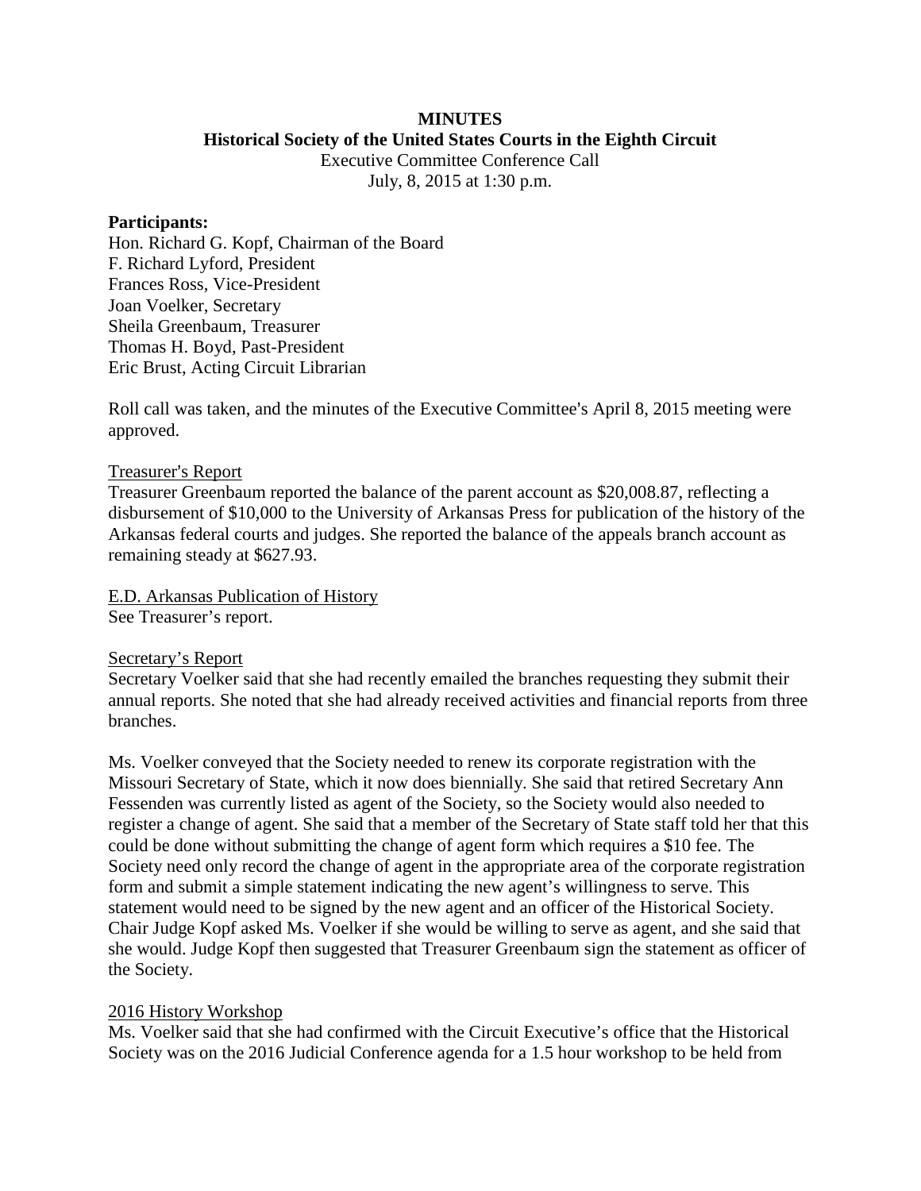**MINUTES**

**Historical Society of the United States Courts in the Eighth Circuit**

Executive Committee Conference Call

July, 8, 2015 at 1:30 p.m.

**Participants:**

Hon. Richard G. Kopf, Chairman of the Board
F. Richard Lyford, President
Frances Ross, Vice-President
Joan Voelker, Secretary
Sheila Greenbaum, Treasurer
Thomas H. Boyd, Past-President
Eric Brust, Acting Circuit Librarian

Roll call was taken, and the minutes of the Executive Committee's April 8, 2015 meeting were approved.

<u>Treasurer's Report</u>

Treasurer Greenbaum reported the balance of the parent account as $20,008.87, reflecting a disbursement of $10,000 to the University of Arkansas Press for publication of the history of the Arkansas federal courts and judges. She reported the balance of the appeals branch account as remaining steady at $627.93.

<u>E.D. Arkansas Publication of History</u>

See Treasurer's report.

<u>Secretary's Report</u>

Secretary Voelker said that she had recently emailed the branches requesting they submit their annual reports. She noted that she had already received activities and financial reports from three branches.

Ms. Voelker conveyed that the Society needed to renew its corporate registration with the Missouri Secretary of State, which it now does biennially. She said that retired Secretary Ann Fessenden was currently listed as agent of the Society, so the Society would also needed to register a change of agent. She said that a member of the Secretary of State staff told her that this could be done without submitting the change of agent form which requires a $10 fee. The Society need only record the change of agent in the appropriate area of the corporate registration form and submit a simple statement indicating the new agent's willingness to serve. This statement would need to be signed by the new agent and an officer of the Historical Society. Chair Judge Kopf asked Ms. Voelker if she would be willing to serve as agent, and she said that she would. Judge Kopf then suggested that Treasurer Greenbaum sign the statement as officer of the Society.

<u>2016 History Workshop</u>

Ms. Voelker said that she had confirmed with the Circuit Executive's office that the Historical Society was on the 2016 Judicial Conference agenda for a 1.5 hour workshop to be held from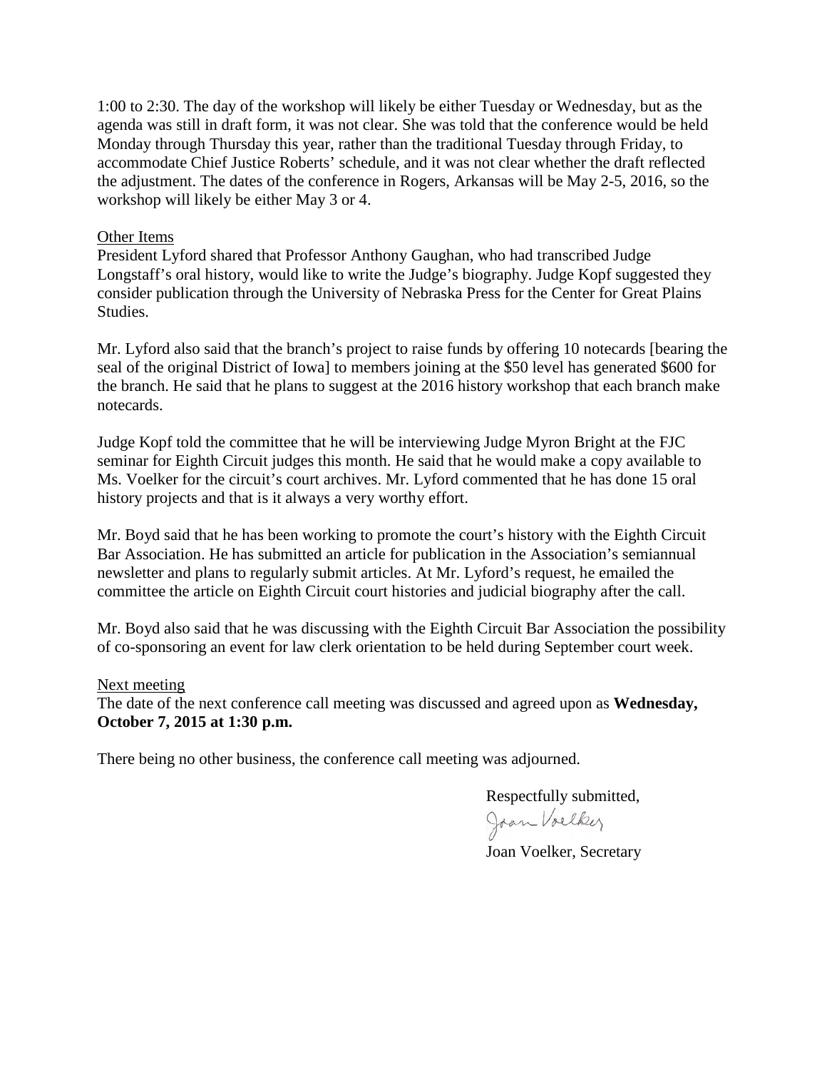1:00 to 2:30. The day of the workshop will likely be either Tuesday or Wednesday, but as the agenda was still in draft form, it was not clear. She was told that the conference would be held Monday through Thursday this year, rather than the traditional Tuesday through Friday, to accommodate Chief Justice Roberts' schedule, and it was not clear whether the draft reflected the adjustment. The dates of the conference in Rogers, Arkansas will be May 2-5, 2016, so the workshop will likely be either May 3 or 4.

Other Items

President Lyford shared that Professor Anthony Gaughan, who had transcribed Judge Longstaff's oral history, would like to write the Judge's biography. Judge Kopf suggested they consider publication through the University of Nebraska Press for the Center for Great Plains Studies.

Mr. Lyford also said that the branch's project to raise funds by offering 10 notecards [bearing the seal of the original District of Iowa] to members joining at the $50 level has generated $600 for the branch. He said that he plans to suggest at the 2016 history workshop that each branch make notecards.

Judge Kopf told the committee that he will be interviewing Judge Myron Bright at the FJC seminar for Eighth Circuit judges this month. He said that he would make a copy available to Ms. Voelker for the circuit's court archives. Mr. Lyford commented that he has done 15 oral history projects and that is it always a very worthy effort.

Mr. Boyd said that he has been working to promote the court's history with the Eighth Circuit Bar Association. He has submitted an article for publication in the Association's semiannual newsletter and plans to regularly submit articles. At Mr. Lyford's request, he emailed the committee the article on Eighth Circuit court histories and judicial biography after the call.

Mr. Boyd also said that he was discussing with the Eighth Circuit Bar Association the possibility of co-sponsoring an event for law clerk orientation to be held during September court week.

Next meeting

The date of the next conference call meeting was discussed and agreed upon as **Wednesday, October 7, 2015 at 1:30 p.m.**

There being no other business, the conference call meeting was adjourned.

Respectfully submitted,

Joan Voelker

Joan Voelker, Secretary